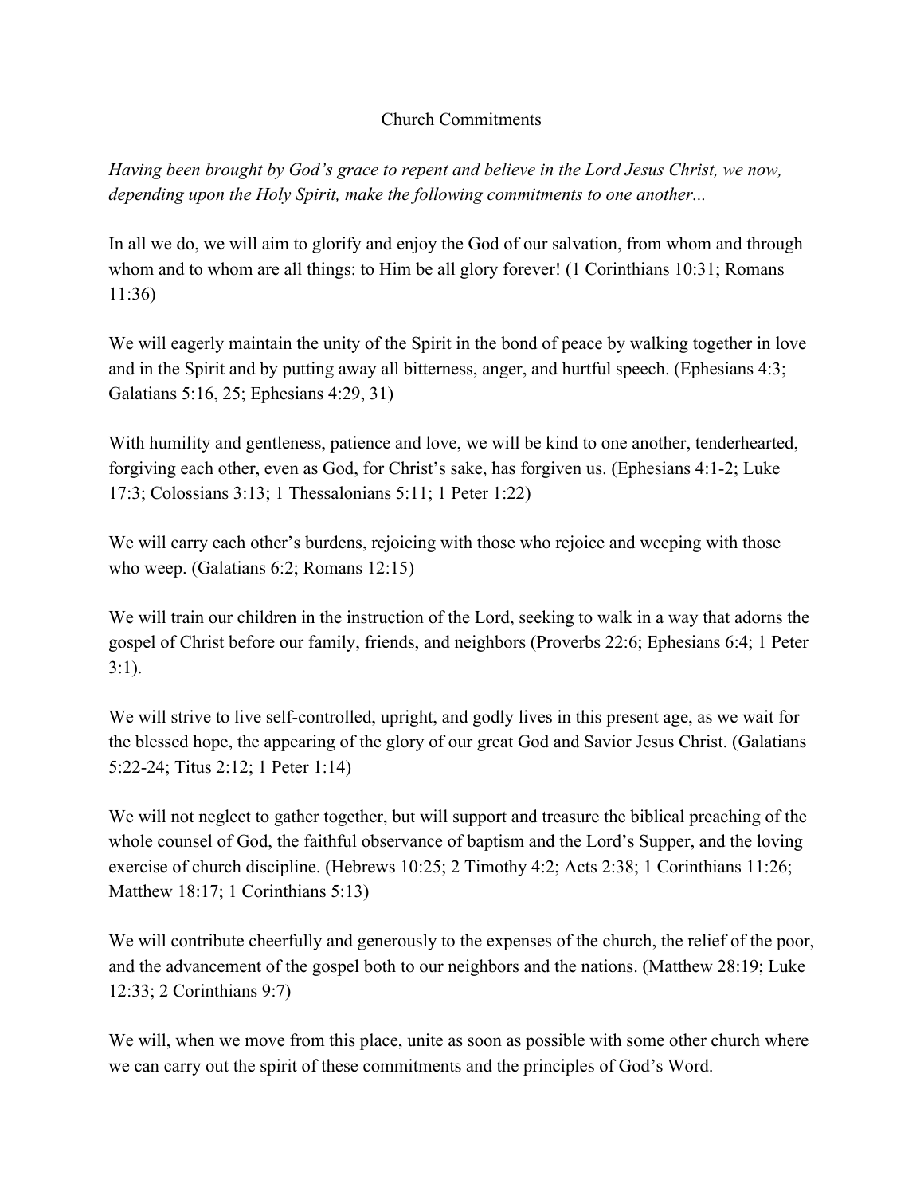# Church Commitments

*Having been brought by God's grace to repent and believe in the Lord Jesus Christ, we now, depending upon the Holy Spirit, make the following commitments to one another...*

In all we do, we will aim to glorify and enjoy the God of our salvation, from whom and through whom and to whom are all things: to Him be all glory forever! (1 Corinthians 10:31; Romans 11:36)

We will eagerly maintain the unity of the Spirit in the bond of peace by walking together in love and in the Spirit and by putting away all bitterness, anger, and hurtful speech. (Ephesians 4:3; Galatians 5:16, 25; Ephesians 4:29, 31)

With humility and gentleness, patience and love, we will be kind to one another, tenderhearted, forgiving each other, even as God, for Christ's sake, has forgiven us. (Ephesians 4:1-2; Luke 17:3; Colossians 3:13; 1 Thessalonians 5:11; 1 Peter 1:22)

We will carry each other's burdens, rejoicing with those who rejoice and weeping with those who weep. (Galatians 6:2; Romans 12:15)

We will train our children in the instruction of the Lord, seeking to walk in a way that adorns the gospel of Christ before our family, friends, and neighbors (Proverbs 22:6; Ephesians 6:4; 1 Peter 3:1).

We will strive to live self-controlled, upright, and godly lives in this present age, as we wait for the blessed hope, the appearing of the glory of our great God and Savior Jesus Christ. (Galatians 5:22-24; Titus 2:12; 1 Peter 1:14)

We will not neglect to gather together, but will support and treasure the biblical preaching of the whole counsel of God, the faithful observance of baptism and the Lord's Supper, and the loving exercise of church discipline. (Hebrews 10:25; 2 Timothy 4:2; Acts 2:38; 1 Corinthians 11:26; Matthew 18:17; 1 Corinthians 5:13)

We will contribute cheerfully and generously to the expenses of the church, the relief of the poor, and the advancement of the gospel both to our neighbors and the nations. (Matthew 28:19; Luke 12:33; 2 Corinthians 9:7)

We will, when we move from this place, unite as soon as possible with some other church where we can carry out the spirit of these commitments and the principles of God's Word.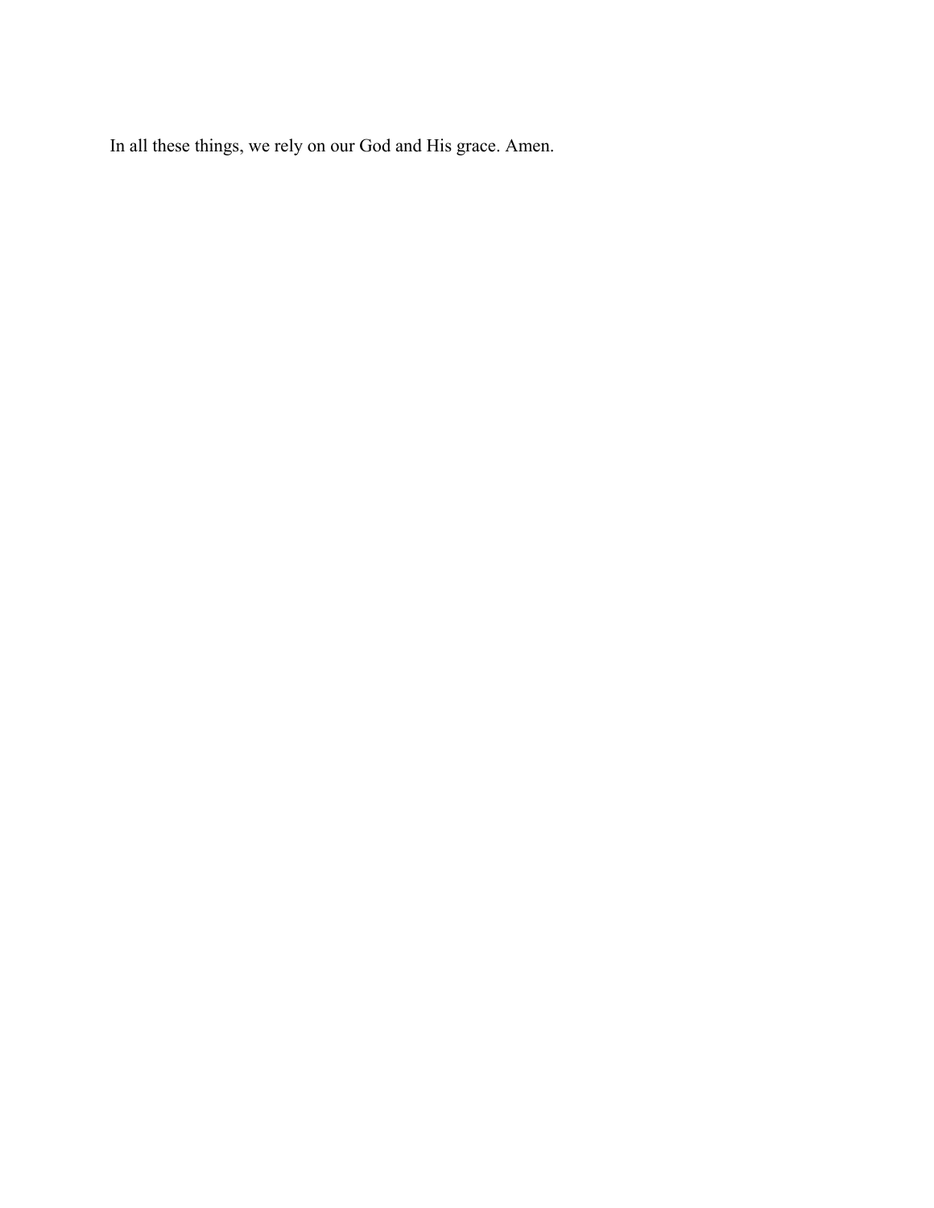In all these things, we rely on our God and His grace. Amen.